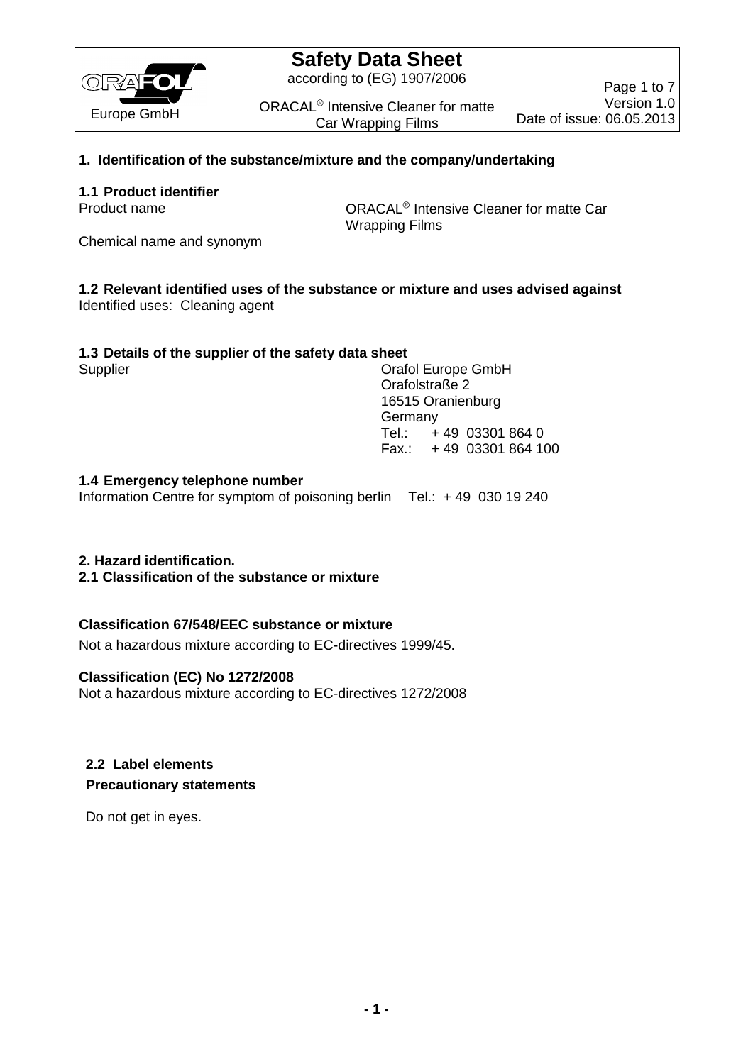# Safety Data Sheet

according to (EG) 1907/2006

ORACAL® Intensive Cleaner for matte Car Wrapping Films

Europe GmbH

Version 1.0
Date of issue: 06.05.2013

## 1. Identification of the substance/mixture and the company/undertaking

### 1.1 Product identifier

Product name: ORACAL® Intensive Cleaner for matte Car Wrapping Films

Chemical name and synonym

### 1.2 Relevant identified uses of the substance or mixture and uses advised against

Identified uses: Cleaning agent

### 1.3 Details of the supplier of the safety data sheet

Supplier:
Orafol Europe GmbH
Orafolstraße 2
16515 Oranienburg
Germany
Tel.: + 49 03301 864 0
Fax.: + 49 03301 864 100

### 1.4 Emergency telephone number

Information Centre for symptom of poisoning berlin Tel.: + 49 030 19 240

## 2. Hazard identification.

### 2.1 Classification of the substance or mixture

**Classification 67/548/EEC substance or mixture**

Not a hazardous mixture according to EC-directives 1999/45.

**Classification (EC) No 1272/2008**

Not a hazardous mixture according to EC-directives 1272/2008

### 2.2 Label elements

**Precautionary statements**

Do not get in eyes.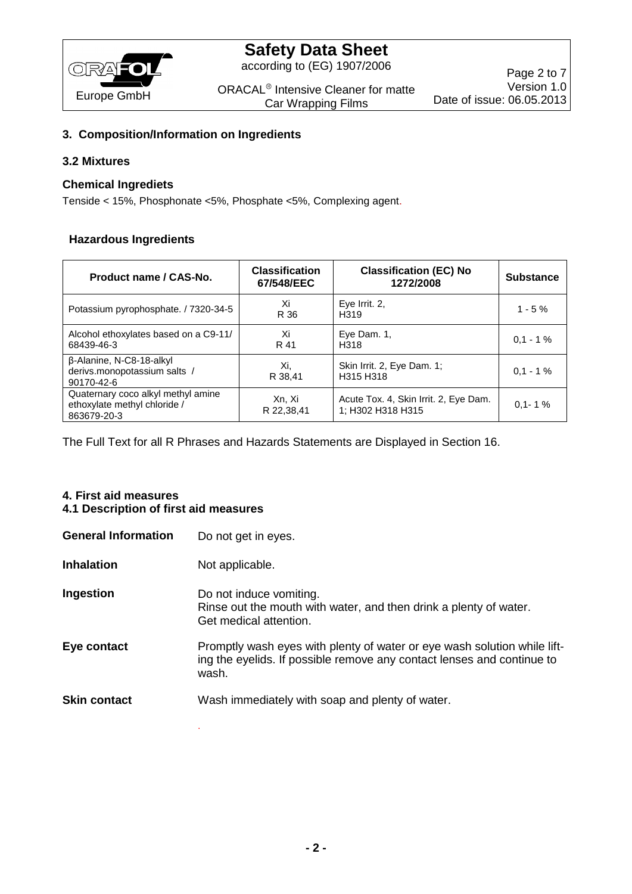## 3. Composition/Information on Ingredients

### 3.2 Mixtures

### Chemical Ingrediets

Tenside < 15%, Phosphonate <5%, Phosphate <5%, Complexing agent.

### Hazardous Ingredients

| Product name / CAS-No. | Classification 67/548/EEC | Classification (EC) No 1272/2008 | Substance |
|---|---|---|---|
| Potassium pyrophosphate. / 7320-34-5 | Xi R 36 | Eye Irrit. 2, H319 | 1 - 5 % |
| Alcohol ethoxylates based on a C9-11/ 68439-46-3 | Xi R 41 | Eye Dam. 1, H318 | 0,1 - 1 % |
| β-Alanine, N-C8-18-alkyl derivs.monopotassium salts / 90170-42-6 | Xi, R 38,41 | Skin Irrit. 2, Eye Dam. 1; H315 H318 | 0,1 - 1 % |
| Quaternary coco alkyl methyl amine ethoxylate methyl chloride / 863679-20-3 | Xn, Xi R 22,38,41 | Acute Tox. 4, Skin Irrit. 2, Eye Dam. 1; H302 H318 H315 | 0,1- 1 % |

The Full Text for all R Phrases and Hazards Statements are Displayed in Section 16.

## 4. First aid measures

### 4.1 Description of first aid measures

**General Information** Do not get in eyes.

**Inhalation** Not applicable.

**Ingestion** Do not induce vomiting.
Rinse out the mouth with water, and then drink a plenty of water.
Get medical attention.

**Eye contact** Promptly wash eyes with plenty of water or eye wash solution while lifting the eyelids. If possible remove any contact lenses and continue to wash.

**Skin contact** Wash immediately with soap and plenty of water.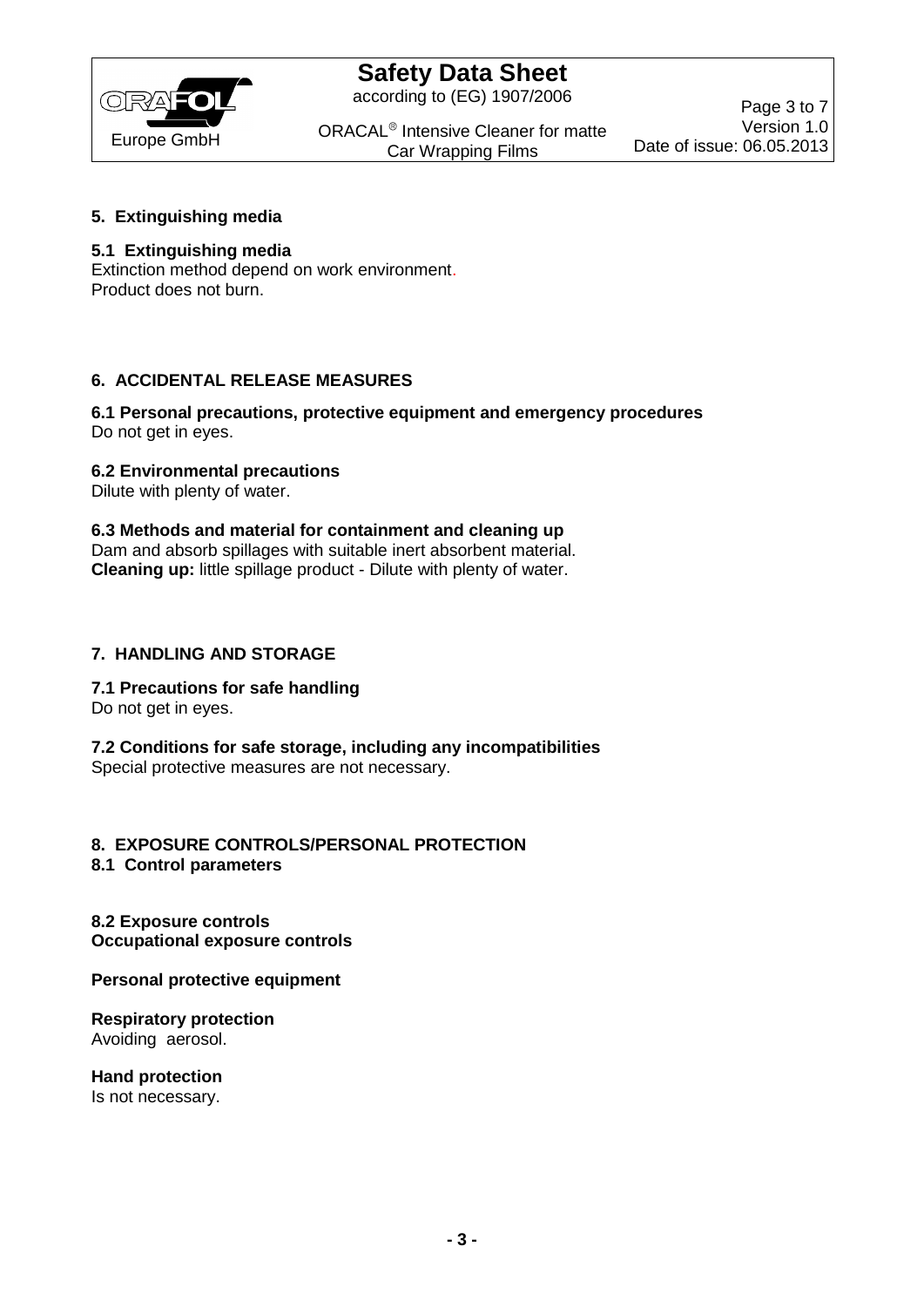## 5. Extinguishing media

### 5.1 Extinguishing media

Extinction method depend on work environment.
Product does not burn.

## 6. ACCIDENTAL RELEASE MEASURES

### 6.1 Personal precautions, protective equipment and emergency procedures

Do not get in eyes.

### 6.2 Environmental precautions

Dilute with plenty of water.

### 6.3 Methods and material for containment and cleaning up

Dam and absorb spillages with suitable inert absorbent material.
**Cleaning up:** little spillage product - Dilute with plenty of water.

## 7. HANDLING AND STORAGE

### 7.1 Precautions for safe handling

Do not get in eyes.

### 7.2 Conditions for safe storage, including any incompatibilities

Special protective measures are not necessary.

## 8. EXPOSURE CONTROLS/PERSONAL PROTECTION

### 8.1 Control parameters

### 8.2 Exposure controls

**Occupational exposure controls**

**Personal protective equipment**

**Respiratory protection**
Avoiding aerosol.

**Hand protection**
Is not necessary.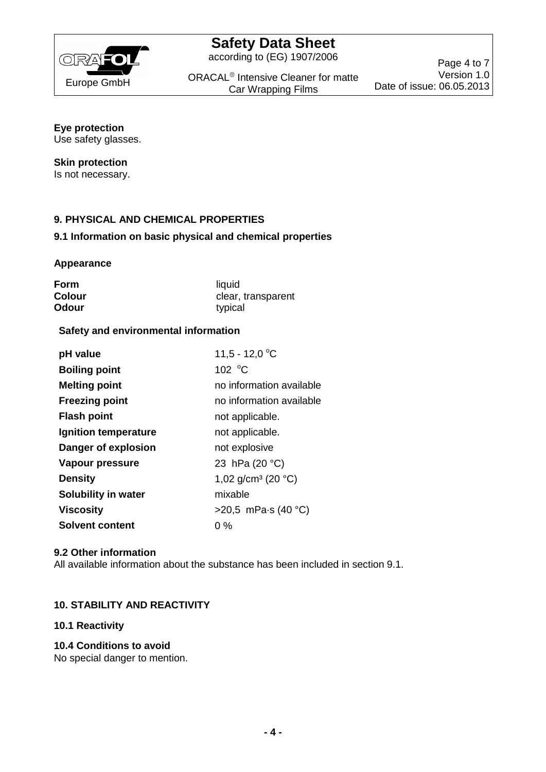**Eye protection**
Use safety glasses.

**Skin protection**
Is not necessary.

## 9. PHYSICAL AND CHEMICAL PROPERTIES

### 9.1 Information on basic physical and chemical properties

**Appearance**

| | |
|---|---|
| **Form** | liquid |
| **Colour** | clear, transparent |
| **Odour** | typical |

**Safety and environmental information**

| | |
|---|---|
| **pH value** | 11,5 - 12,0 °C |
| **Boiling point** | 102 °C |
| **Melting point** | no information available |
| **Freezing point** | no information available |
| **Flash point** | not applicable. |
| **Ignition temperature** | not applicable. |
| **Danger of explosion** | not explosive |
| **Vapour pressure** | 23 hPa (20 °C) |
| **Density** | 1,02 g/cm³ (20 °C) |
| **Solubility in water** | mixable |
| **Viscosity** | >20,5 mPa·s (40 °C) |
| **Solvent content** | 0 % |

### 9.2 Other information

All available information about the substance has been included in section 9.1.

## 10. STABILITY AND REACTIVITY

### 10.1 Reactivity

### 10.4 Conditions to avoid

No special danger to mention.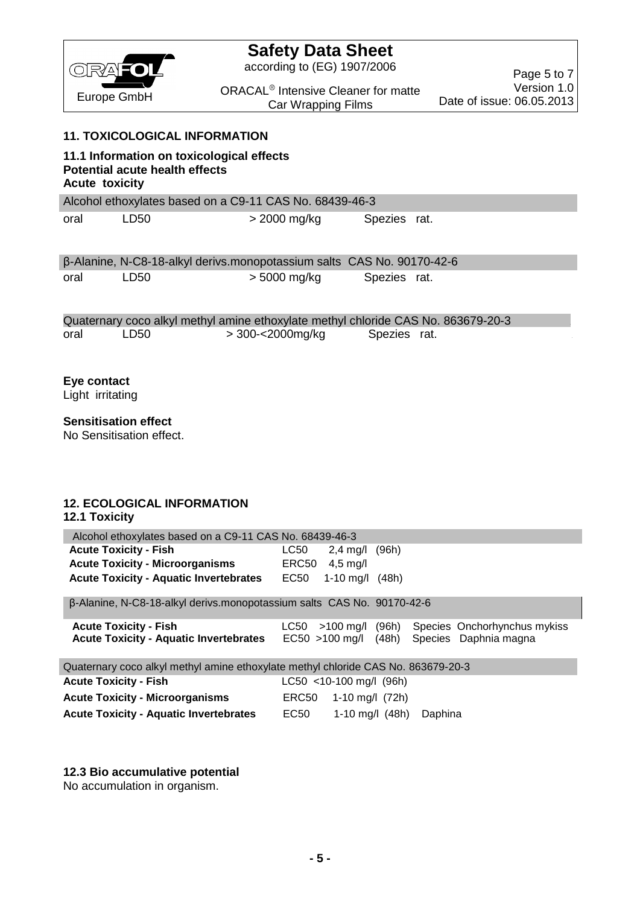## 11. TOXICOLOGICAL INFORMATION

### 11.1 Information on toxicological effects

**Potential acute health effects**

**Acute toxicity**

| Alcohol ethoxylates based on a C9-11 CAS No. 68439-46-3 | | | |
|---|---|---|---|
| oral | LD50 | > 2000 mg/kg | Spezies rat. |

| β-Alanine, N-C8-18-alkyl derivs.monopotassium salts CAS No. 90170-42-6 | | | |
|---|---|---|---|
| oral | LD50 | > 5000 mg/kg | Spezies rat. |

| Quaternary coco alkyl methyl amine ethoxylate methyl chloride CAS No. 863679-20-3 | | | |
|---|---|---|---|
| oral | LD50 | > 300-<2000mg/kg | Spezies rat. |

**Eye contact**

Light irritating

**Sensitisation effect**

No Sensitisation effect.

## 12. ECOLOGICAL INFORMATION

### 12.1 Toxicity

| Alcohol ethoxylates based on a C9-11 CAS No. 68439-46-3 | | | | |
|---|---|---|---|---|
| **Acute Toxicity - Fish** | LC50 | 2,4 mg/l | (96h) | |
| **Acute Toxicity - Microorganisms** | ERC50 | 4,5 mg/l | | |
| **Acute Toxicity - Aquatic Invertebrates** | EC50 | 1-10 mg/l | (48h) | |

| β-Alanine, N-C8-18-alkyl derivs.monopotassium salts CAS No. 90170-42-6 | | | | |
|---|---|---|---|---|
| **Acute Toxicity - Fish** | LC50 | >100 mg/l | (96h) | Species Onchorhynchus mykiss |
| **Acute Toxicity - Aquatic Invertebrates** | EC50 | >100 mg/l | (48h) | Species Daphnia magna |

| Quaternary coco alkyl methyl amine ethoxylate methyl chloride CAS No. 863679-20-3 | | | | |
|---|---|---|---|---|
| **Acute Toxicity - Fish** | LC50 | <10-100 mg/l | (96h) | |
| **Acute Toxicity - Microorganisms** | ERC50 | 1-10 mg/l | (72h) | |
| **Acute Toxicity - Aquatic Invertebrates** | EC50 | 1-10 mg/l | (48h) | Daphina |

### 12.3 Bio accumulative potential

No accumulation in organism.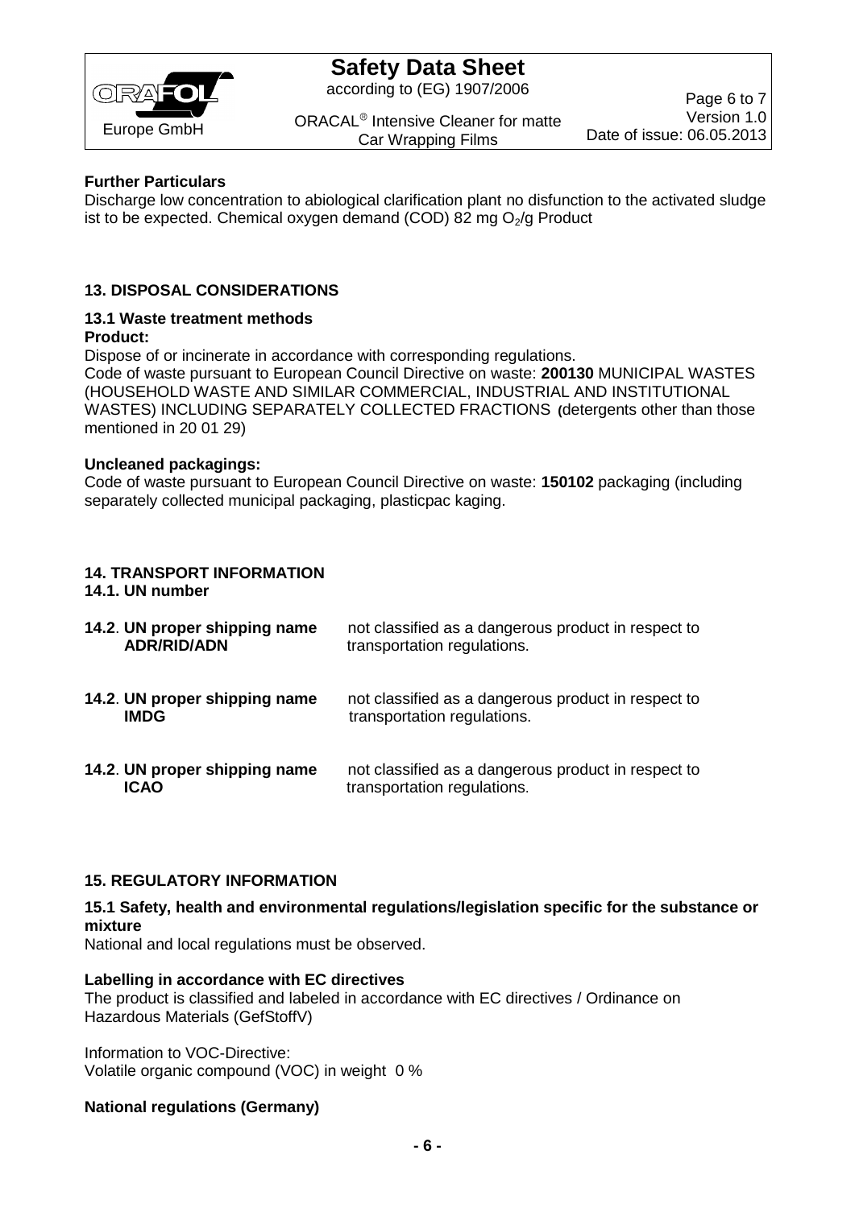**Further Particulars**

Discharge low concentration to abiological clarification plant no disfunction to the activated sludge ist to be expected. Chemical oxygen demand (COD) 82 mg $O_2$/g Product

## 13. DISPOSAL CONSIDERATIONS

### 13.1 Waste treatment methods

**Product:**

Dispose of or incinerate in accordance with corresponding regulations.
Code of waste pursuant to European Council Directive on waste: **200130** MUNICIPAL WASTES (HOUSEHOLD WASTE AND SIMILAR COMMERCIAL, INDUSTRIAL AND INSTITUTIONAL WASTES) INCLUDING SEPARATELY COLLECTED FRACTIONS (detergents other than those mentioned in 20 01 29)

**Uncleaned packagings:**

Code of waste pursuant to European Council Directive on waste: **150102** packaging (including separately collected municipal packaging, plasticpac kaging.

## 14. TRANSPORT INFORMATION

### 14.1. UN number

| | |
|---|---|
| **14.2. UN proper shipping name ADR/RID/ADN** | not classified as a dangerous product in respect to transportation regulations. |
| **14.2. UN proper shipping name IMDG** | not classified as a dangerous product in respect to transportation regulations. |
| **14.2. UN proper shipping name ICAO** | not classified as a dangerous product in respect to transportation regulations. |

## 15. REGULATORY INFORMATION

### 15.1 Safety, health and environmental regulations/legislation specific for the substance or mixture

National and local regulations must be observed.

**Labelling in accordance with EC directives**

The product is classified and labeled in accordance with EC directives / Ordinance on Hazardous Materials (GefStoffV)

Information to VOC-Directive:
Volatile organic compound (VOC) in weight 0 %

**National regulations (Germany)**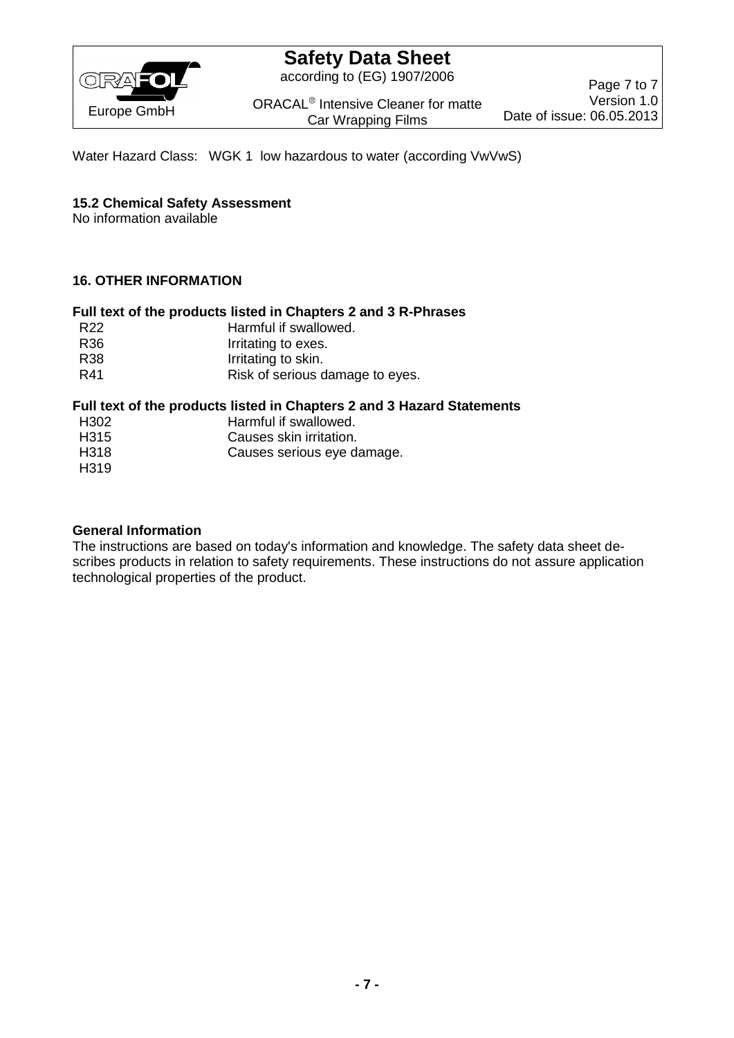Water Hazard Class: WGK 1 low hazardous to water (according VwVwS)

**15.2 Chemical Safety Assessment**

No information available

## 16. OTHER INFORMATION

**Full text of the products listed in Chapters 2 and 3 R-Phrases**

| | |
|---|---|
| R22 | Harmful if swallowed. |
| R36 | Irritating to exes. |
| R38 | Irritating to skin. |
| R41 | Risk of serious damage to eyes. |

**Full text of the products listed in Chapters 2 and 3 Hazard Statements**

| | |
|---|---|
| H302 | Harmful if swallowed. |
| H315 | Causes skin irritation. |
| H318 | Causes serious eye damage. |
| H319 | |

**General Information**

The instructions are based on today's information and knowledge. The safety data sheet describes products in relation to safety requirements. These instructions do not assure application technological properties of the product.